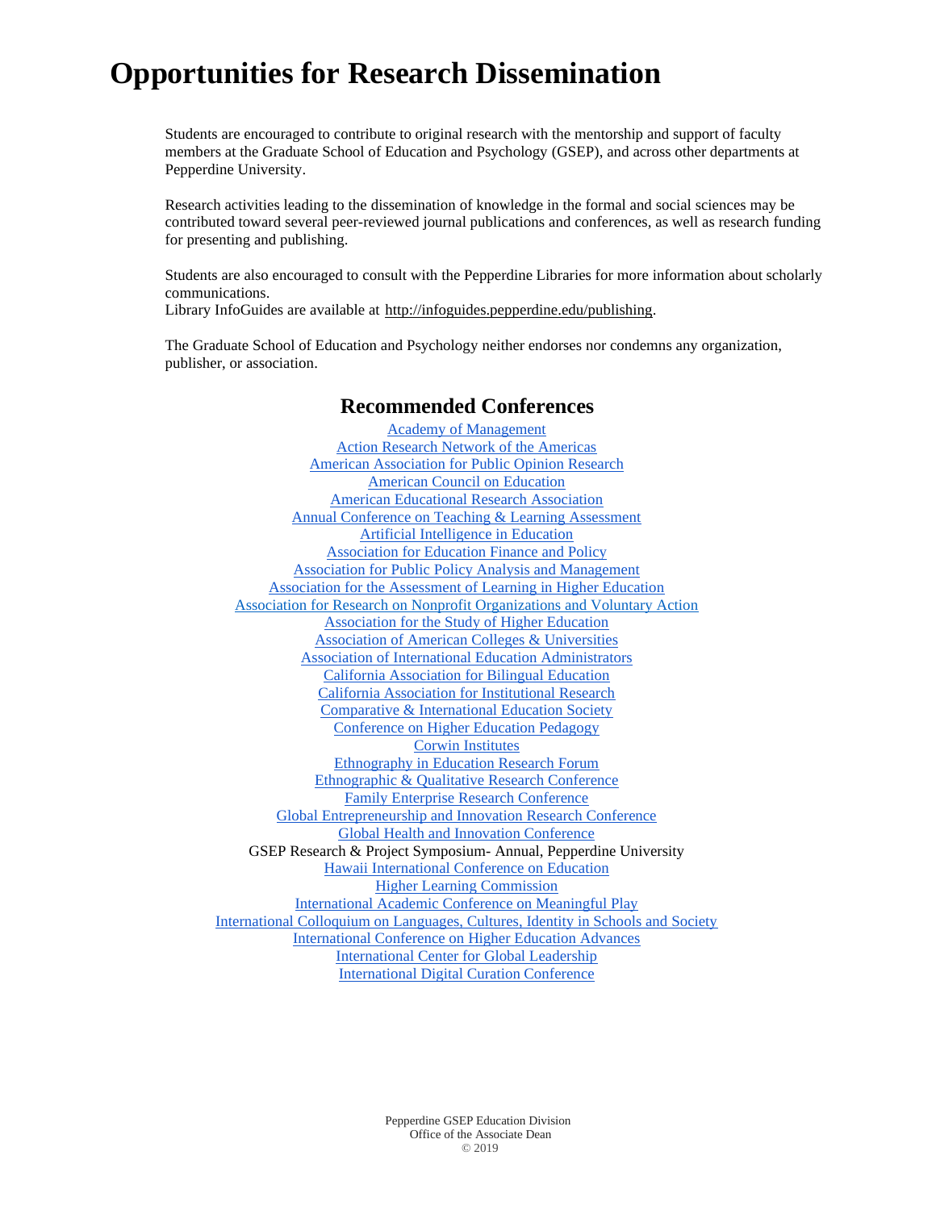# Opportunities for Research Dissemination

Students are encouraged to contribute to original research with the mentorship and support of faculty members at the Graduate School of Education and Psychology (GSEP), and across other departments at Pepperdine University.

Research activities leading to the dissemination of knowledge in the formal and social sciences may be contributed toward several peer-reviewed journal publications and conferences, as well as research funding for presenting and publishing.

Students are also encouraged to consult with the Pepperdine Libraries for more information about scholarly communications.
Library InfoGuides are available at http://infoguides.pepperdine.edu/publishing.

The Graduate School of Education and Psychology neither endorses nor condemns any organization, publisher, or association.

## Recommended Conferences

Academy of Management
Action Research Network of the Americas
American Association for Public Opinion Research
American Council on Education
American Educational Research Association
Annual Conference on Teaching & Learning Assessment
Artificial Intelligence in Education
Association for Education Finance and Policy
Association for Public Policy Analysis and Management
Association for the Assessment of Learning in Higher Education
Association for Research on Nonprofit Organizations and Voluntary Action
Association for the Study of Higher Education
Association of American Colleges & Universities
Association of International Education Administrators
California Association for Bilingual Education
California Association for Institutional Research
Comparative & International Education Society
Conference on Higher Education Pedagogy
Corwin Institutes
Ethnography in Education Research Forum
Ethnographic & Qualitative Research Conference
Family Enterprise Research Conference
Global Entrepreneurship and Innovation Research Conference
Global Health and Innovation Conference
GSEP Research & Project Symposium- Annual, Pepperdine University
Hawaii International Conference on Education
Higher Learning Commission
International Academic Conference on Meaningful Play
International Colloquium on Languages, Cultures, Identity in Schools and Society
International Conference on Higher Education Advances
International Center for Global Leadership
International Digital Curation Conference

Pepperdine GSEP Education Division
Office of the Associate Dean
© 2019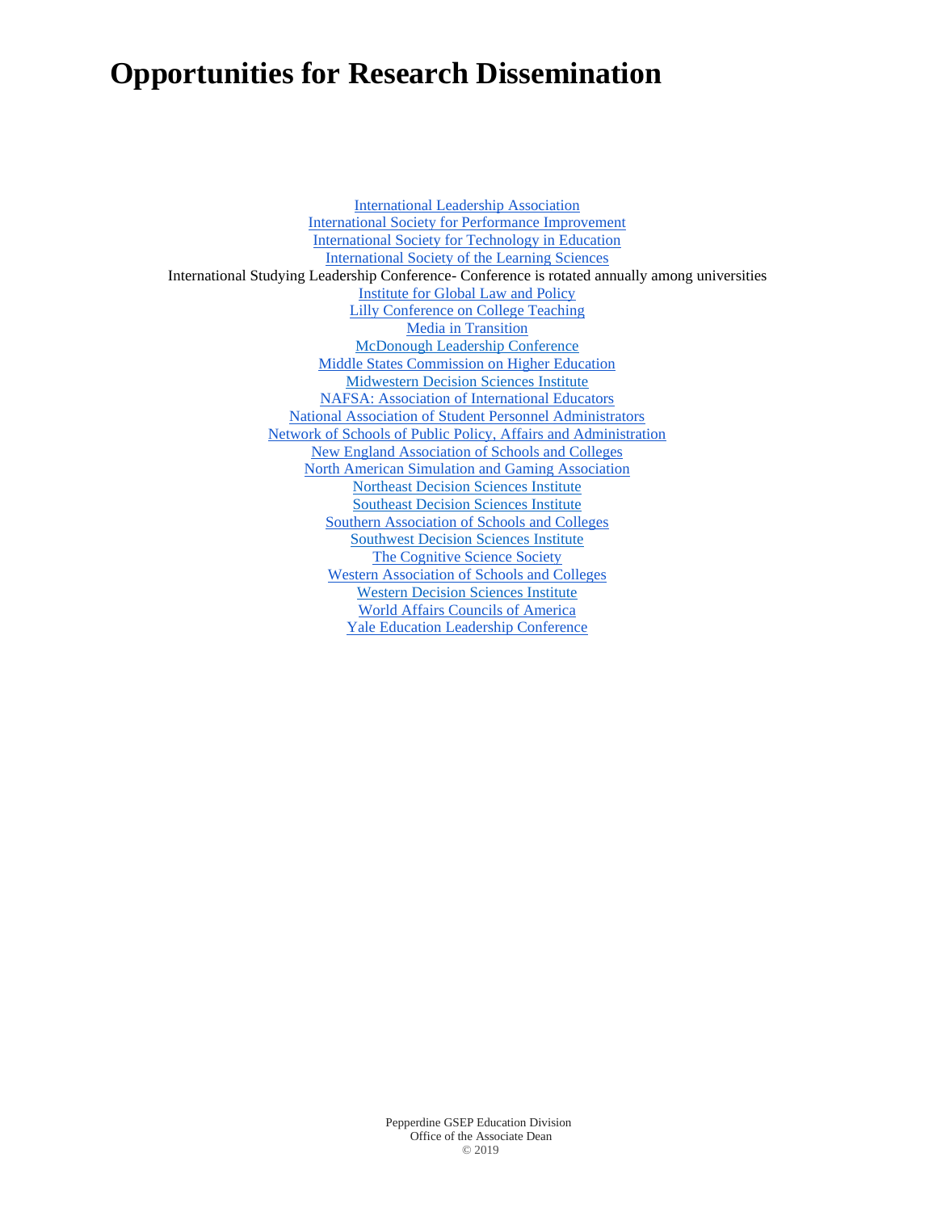# Opportunities for Research Dissemination

International Leadership Association
International Society for Performance Improvement
International Society for Technology in Education
International Society of the Learning Sciences
International Studying Leadership Conference- Conference is rotated annually among universities
Institute for Global Law and Policy
Lilly Conference on College Teaching
Media in Transition
McDonough Leadership Conference
Middle States Commission on Higher Education
Midwestern Decision Sciences Institute
NAFSA: Association of International Educators
National Association of Student Personnel Administrators
Network of Schools of Public Policy, Affairs and Administration
New England Association of Schools and Colleges
North American Simulation and Gaming Association
Northeast Decision Sciences Institute
Southeast Decision Sciences Institute
Southern Association of Schools and Colleges
Southwest Decision Sciences Institute
The Cognitive Science Society
Western Association of Schools and Colleges
Western Decision Sciences Institute
World Affairs Councils of America
Yale Education Leadership Conference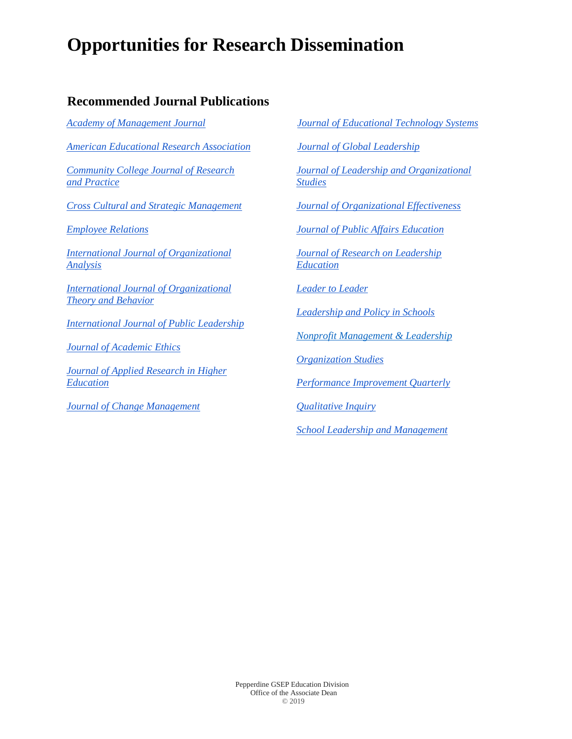# Opportunities for Research Dissemination

## Recommended Journal Publications

*Academy of Management Journal*

*American Educational Research Association*

*Community College Journal of Research and Practice*

*Cross Cultural and Strategic Management*

*Employee Relations*

*International Journal of Organizational Analysis*

*International Journal of Organizational Theory and Behavior*

*International Journal of Public Leadership*

*Journal of Academic Ethics*

*Journal of Applied Research in Higher Education*

*Journal of Change Management*

*Journal of Educational Technology Systems*

*Journal of Global Leadership*

*Journal of Leadership and Organizational Studies*

*Journal of Organizational Effectiveness*

*Journal of Public Affairs Education*

*Journal of Research on Leadership Education*

*Leader to Leader*

*Leadership and Policy in Schools*

*Nonprofit Management & Leadership*

*Organization Studies*

*Performance Improvement Quarterly*

*Qualitative Inquiry*

*School Leadership and Management*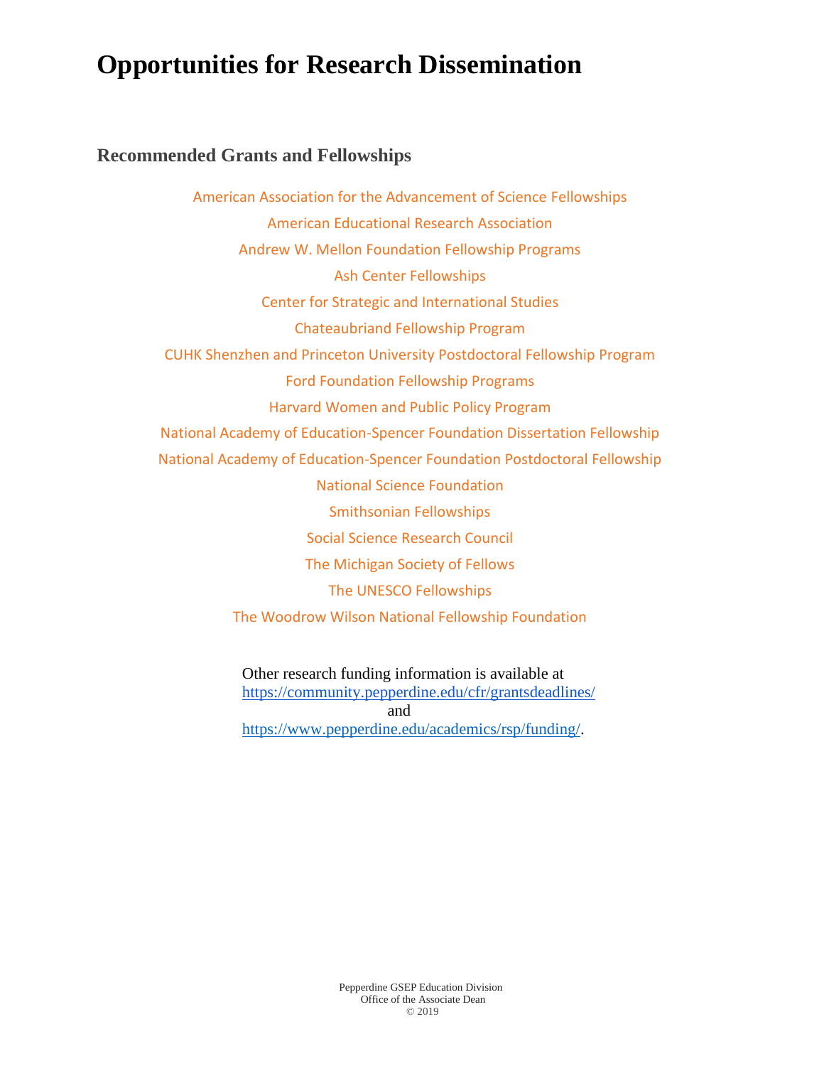# Opportunities for Research Dissemination

## Recommended Grants and Fellowships

American Association for the Advancement of Science Fellowships

American Educational Research Association

Andrew W. Mellon Foundation Fellowship Programs

Ash Center Fellowships

Center for Strategic and International Studies

Chateaubriand Fellowship Program

CUHK Shenzhen and Princeton University Postdoctoral Fellowship Program

Ford Foundation Fellowship Programs

Harvard Women and Public Policy Program

National Academy of Education-Spencer Foundation Dissertation Fellowship

National Academy of Education-Spencer Foundation Postdoctoral Fellowship

National Science Foundation

Smithsonian Fellowships

Social Science Research Council

The Michigan Society of Fellows

The UNESCO Fellowships

The Woodrow Wilson National Fellowship Foundation

Other research funding information is available at https://community.pepperdine.edu/cfr/grantsdeadlines/ and https://www.pepperdine.edu/academics/rsp/funding/.

Pepperdine GSEP Education Division
Office of the Associate Dean
© 2019